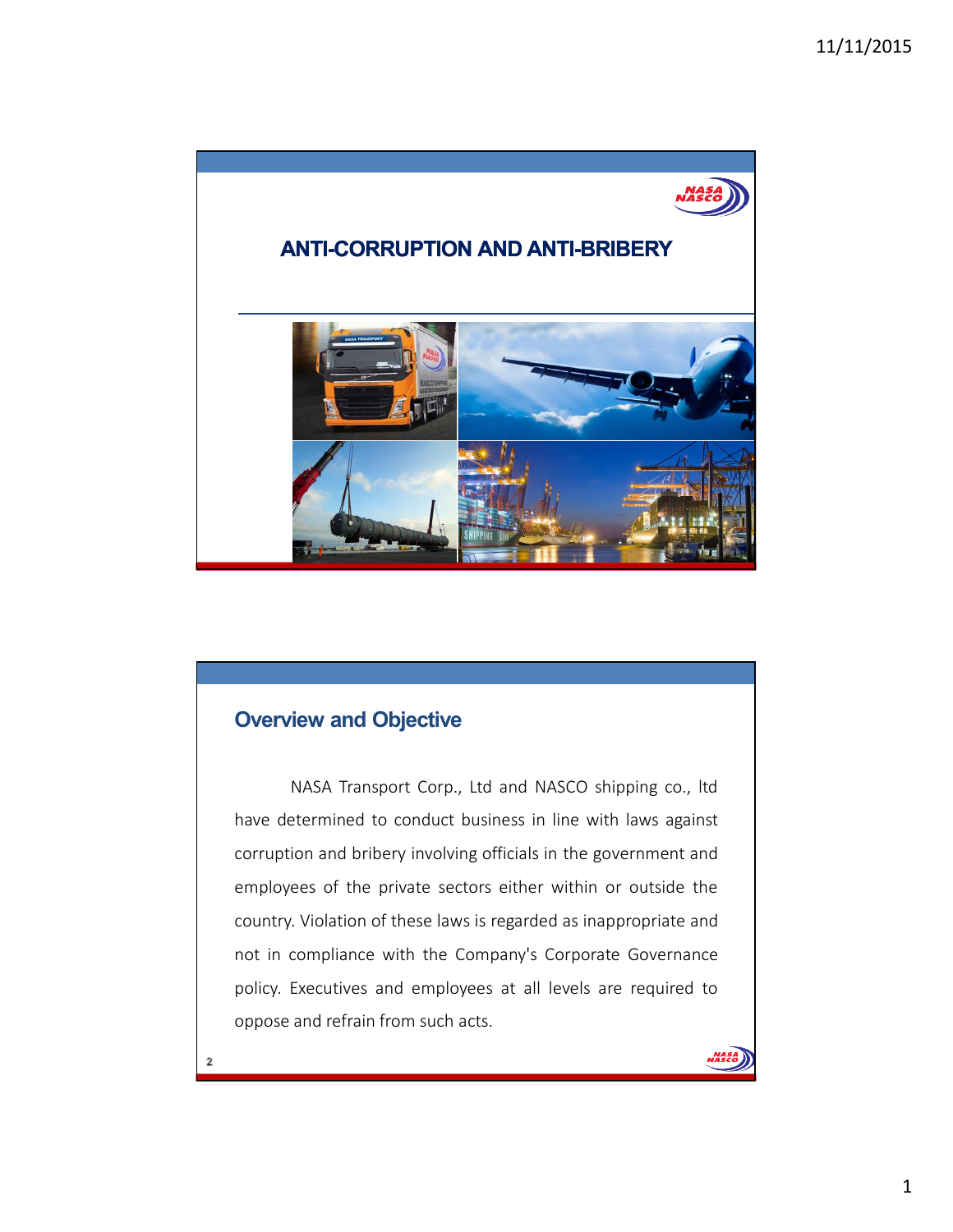# ANTI-CORRUPTION AND ANTI-BRIBERY

## Overview and Objective

NASA Transport Corp., Ltd and NASCO shipping co., ltd have determined to conduct business in line with laws against corruption and bribery involving officials in the government and employees of the private sectors either within or outside the country. Violation of these laws is regarded as inappropriate and not in compliance with the Company's Corporate Governance policy. Executives and employees at all levels are required to oppose and refrain from such acts.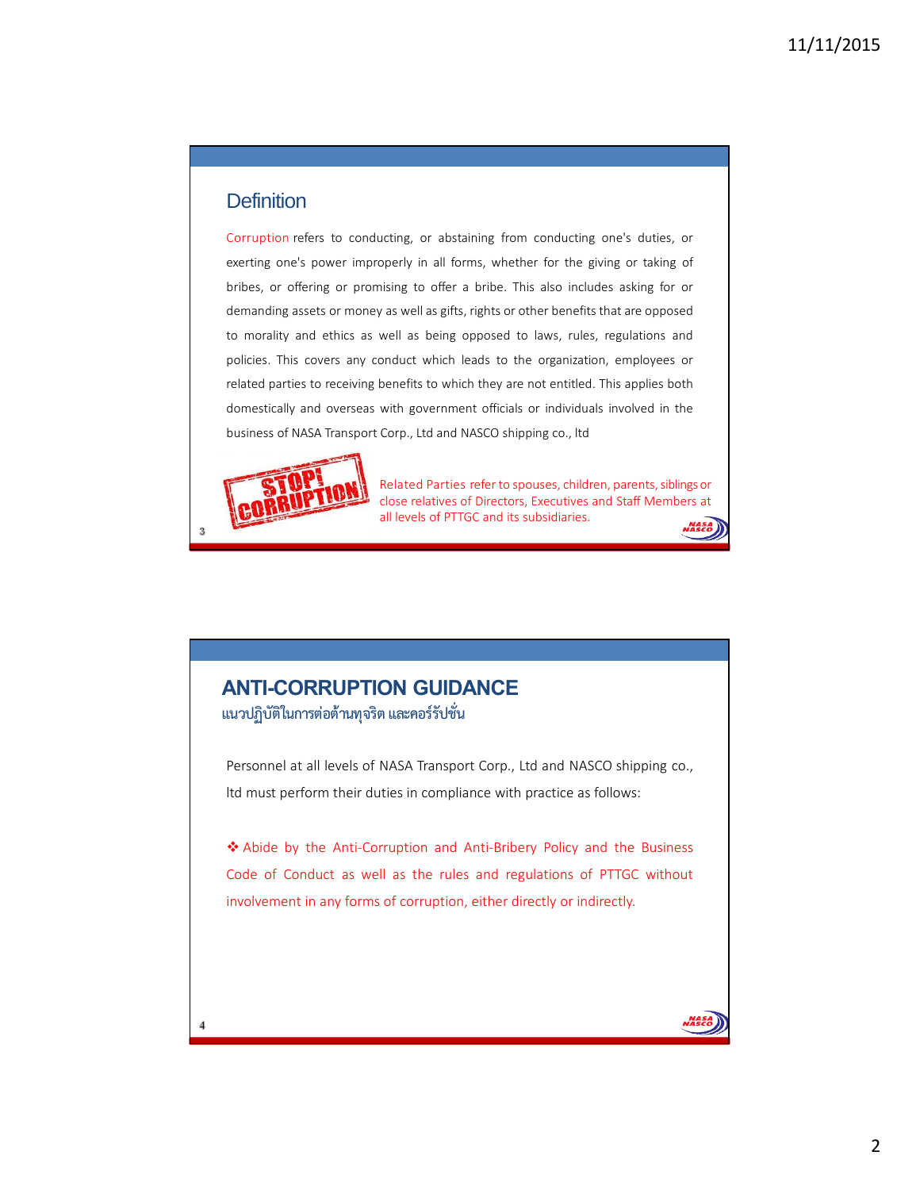## Definition

Corruption refers to conducting, or abstaining from conducting one's duties, or exerting one's power improperly in all forms, whether for the giving or taking of bribes, or offering or promising to offer a bribe. This also includes asking for or demanding assets or money as well as gifts, rights or other benefits that are opposed to morality and ethics as well as being opposed to laws, rules, regulations and policies. This covers any conduct which leads to the organization, employees or related parties to receiving benefits to which they are not entitled. This applies both domestically and overseas with government officials or individuals involved in the business of NASA Transport Corp., Ltd and NASCO shipping co., ltd

Related Parties refer to spouses, children, parents, siblings or close relatives of Directors, Executives and Staff Members at all levels of PTTGC and its subsidiaries.

## ANTI-CORRUPTION GUIDANCE

แนวปฏิบัติในการต่อต้านทุจริต และคอร์รัปชั่น

Personnel at all levels of NASA Transport Corp., Ltd and NASCO shipping co., ltd must perform their duties in compliance with practice as follows:

❖ Abide by the Anti-Corruption and Anti-Bribery Policy and the Business Code of Conduct as well as the rules and regulations of PTTGC without involvement in any forms of corruption, either directly or indirectly.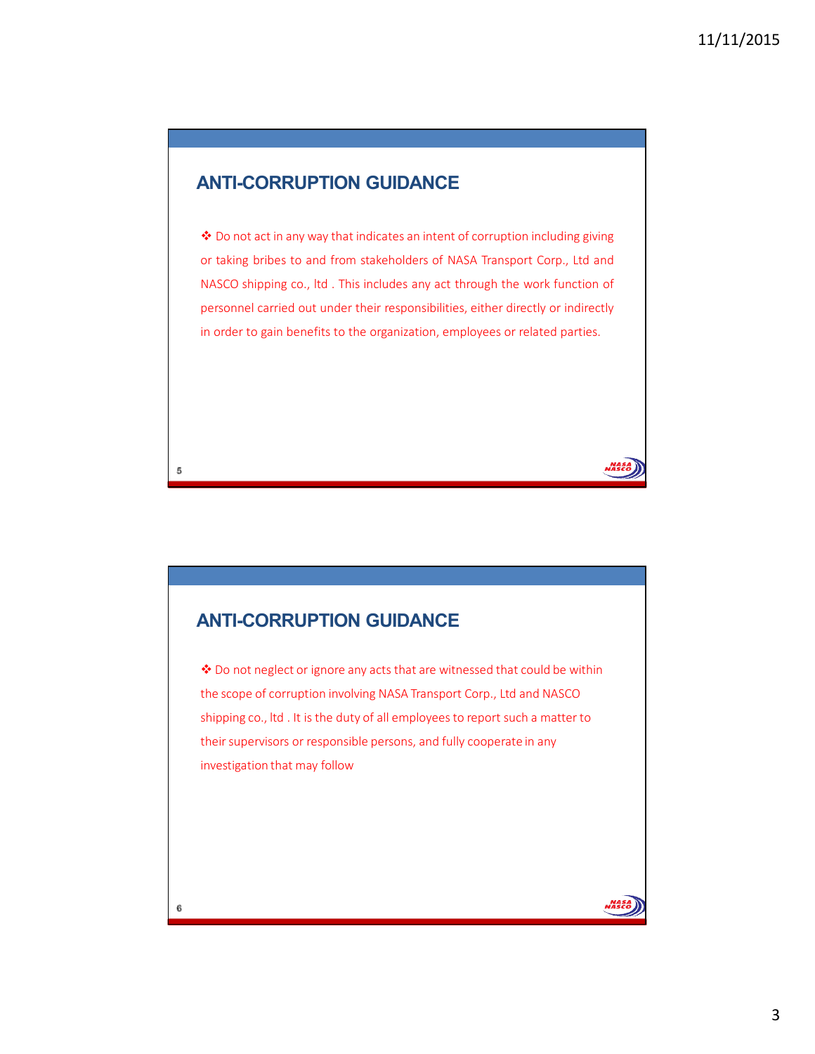## ANTI-CORRUPTION GUIDANCE

❖ Do not act in any way that indicates an intent of corruption including giving or taking bribes to and from stakeholders of NASA Transport Corp., Ltd and NASCO shipping co., ltd . This includes any act through the work function of personnel carried out under their responsibilities, either directly or indirectly in order to gain benefits to the organization, employees or related parties.

## ANTI-CORRUPTION GUIDANCE

❖ Do not neglect or ignore any acts that are witnessed that could be within the scope of corruption involving NASA Transport Corp., Ltd and NASCO shipping co., ltd . It is the duty of all employees to report such a matter to their supervisors or responsible persons, and fully cooperate in any investigation that may follow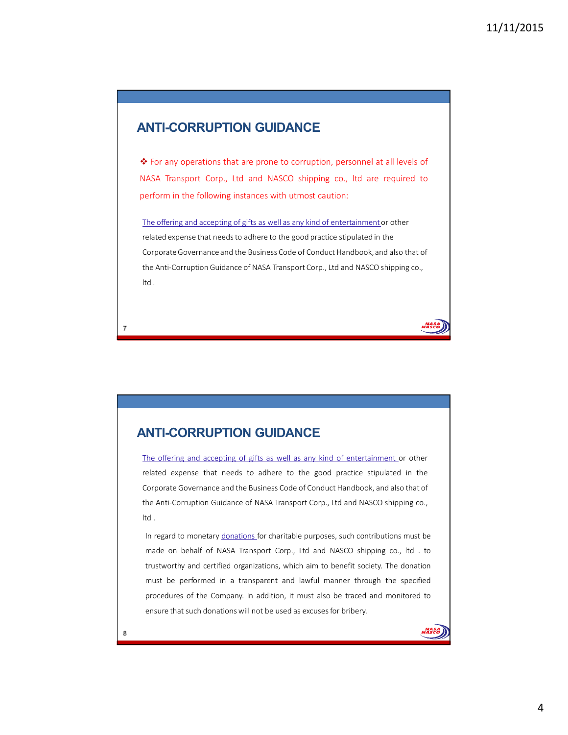## ANTI-CORRUPTION GUIDANCE

❖ For any operations that are prone to corruption, personnel at all levels of NASA Transport Corp., Ltd and NASCO shipping co., ltd are required to perform in the following instances with utmost caution:

The offering and accepting of gifts as well as any kind of entertainment or other related expense that needs to adhere to the good practice stipulated in the Corporate Governance and the Business Code of Conduct Handbook, and also that of the Anti-Corruption Guidance of NASA Transport Corp., Ltd and NASCO shipping co., ltd .

## ANTI-CORRUPTION GUIDANCE

The offering and accepting of gifts as well as any kind of entertainment or other related expense that needs to adhere to the good practice stipulated in the Corporate Governance and the Business Code of Conduct Handbook, and also that of the Anti-Corruption Guidance of NASA Transport Corp., Ltd and NASCO shipping co., ltd .

In regard to monetary donations for charitable purposes, such contributions must be made on behalf of NASA Transport Corp., Ltd and NASCO shipping co., ltd . to trustworthy and certified organizations, which aim to benefit society. The donation must be performed in a transparent and lawful manner through the specified procedures of the Company. In addition, it must also be traced and monitored to ensure that such donations will not be used as excuses for bribery.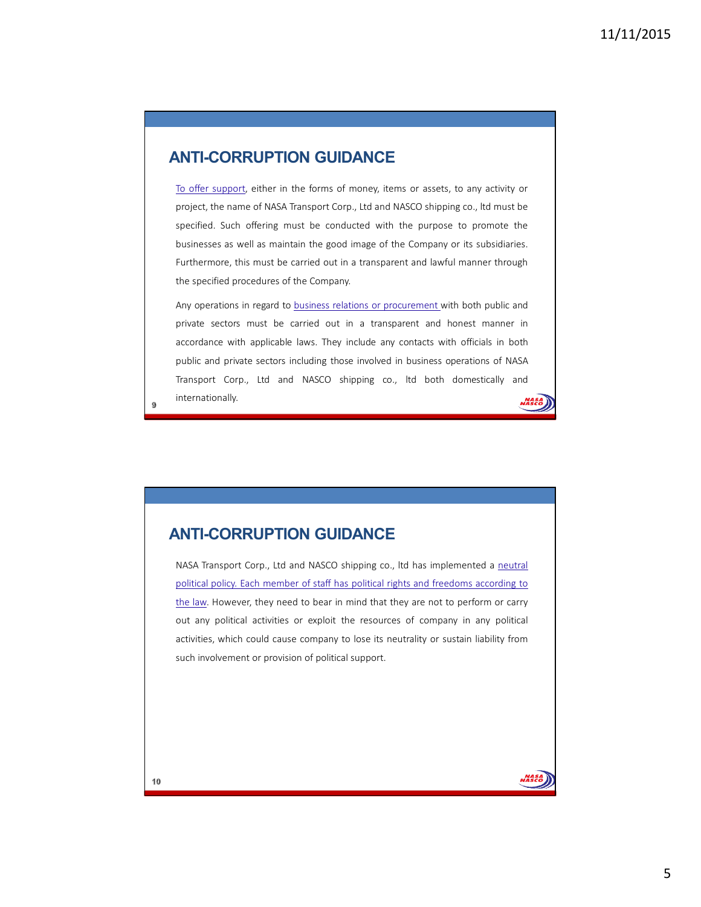## ANTI-CORRUPTION GUIDANCE

To offer support, either in the forms of money, items or assets, to any activity or project, the name of NASA Transport Corp., Ltd and NASCO shipping co., ltd must be specified. Such offering must be conducted with the purpose to promote the businesses as well as maintain the good image of the Company or its subsidiaries. Furthermore, this must be carried out in a transparent and lawful manner through the specified procedures of the Company.

Any operations in regard to business relations or procurement with both public and private sectors must be carried out in a transparent and honest manner in accordance with applicable laws. They include any contacts with officials in both public and private sectors including those involved in business operations of NASA Transport Corp., Ltd and NASCO shipping co., ltd both domestically and internationally.

## ANTI-CORRUPTION GUIDANCE

NASA Transport Corp., Ltd and NASCO shipping co., ltd has implemented a neutral political policy. Each member of staff has political rights and freedoms according to the law. However, they need to bear in mind that they are not to perform or carry out any political activities or exploit the resources of company in any political activities, which could cause company to lose its neutrality or sustain liability from such involvement or provision of political support.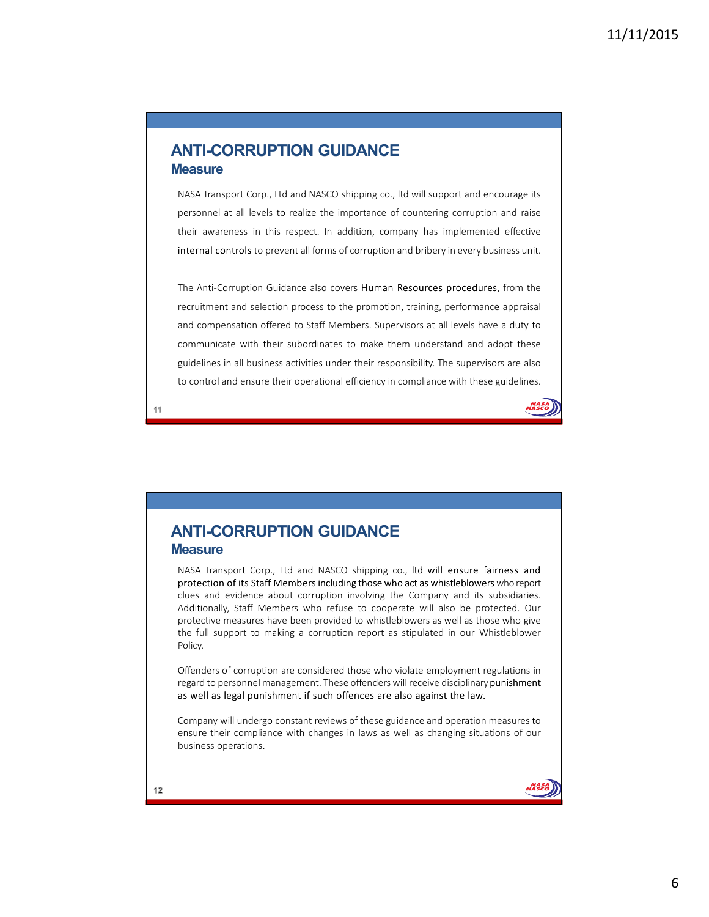# ANTI-CORRUPTION GUIDANCE

## Measure

NASA Transport Corp., Ltd and NASCO shipping co., ltd will support and encourage its personnel at all levels to realize the importance of countering corruption and raise their awareness in this respect. In addition, company has implemented effective internal controls to prevent all forms of corruption and bribery in every business unit.

The Anti-Corruption Guidance also covers Human Resources procedures, from the recruitment and selection process to the promotion, training, performance appraisal and compensation offered to Staff Members. Supervisors at all levels have a duty to communicate with their subordinates to make them understand and adopt these guidelines in all business activities under their responsibility. The supervisors are also to control and ensure their operational efficiency in compliance with these guidelines.

# ANTI-CORRUPTION GUIDANCE

## Measure

NASA Transport Corp., Ltd and NASCO shipping co., ltd will ensure fairness and protection of its Staff Members including those who act as whistleblowers who report clues and evidence about corruption involving the Company and its subsidiaries. Additionally, Staff Members who refuse to cooperate will also be protected. Our protective measures have been provided to whistleblowers as well as those who give the full support to making a corruption report as stipulated in our Whistleblower Policy.

Offenders of corruption are considered those who violate employment regulations in regard to personnel management. These offenders will receive disciplinary punishment as well as legal punishment if such offences are also against the law.

Company will undergo constant reviews of these guidance and operation measures to ensure their compliance with changes in laws as well as changing situations of our business operations.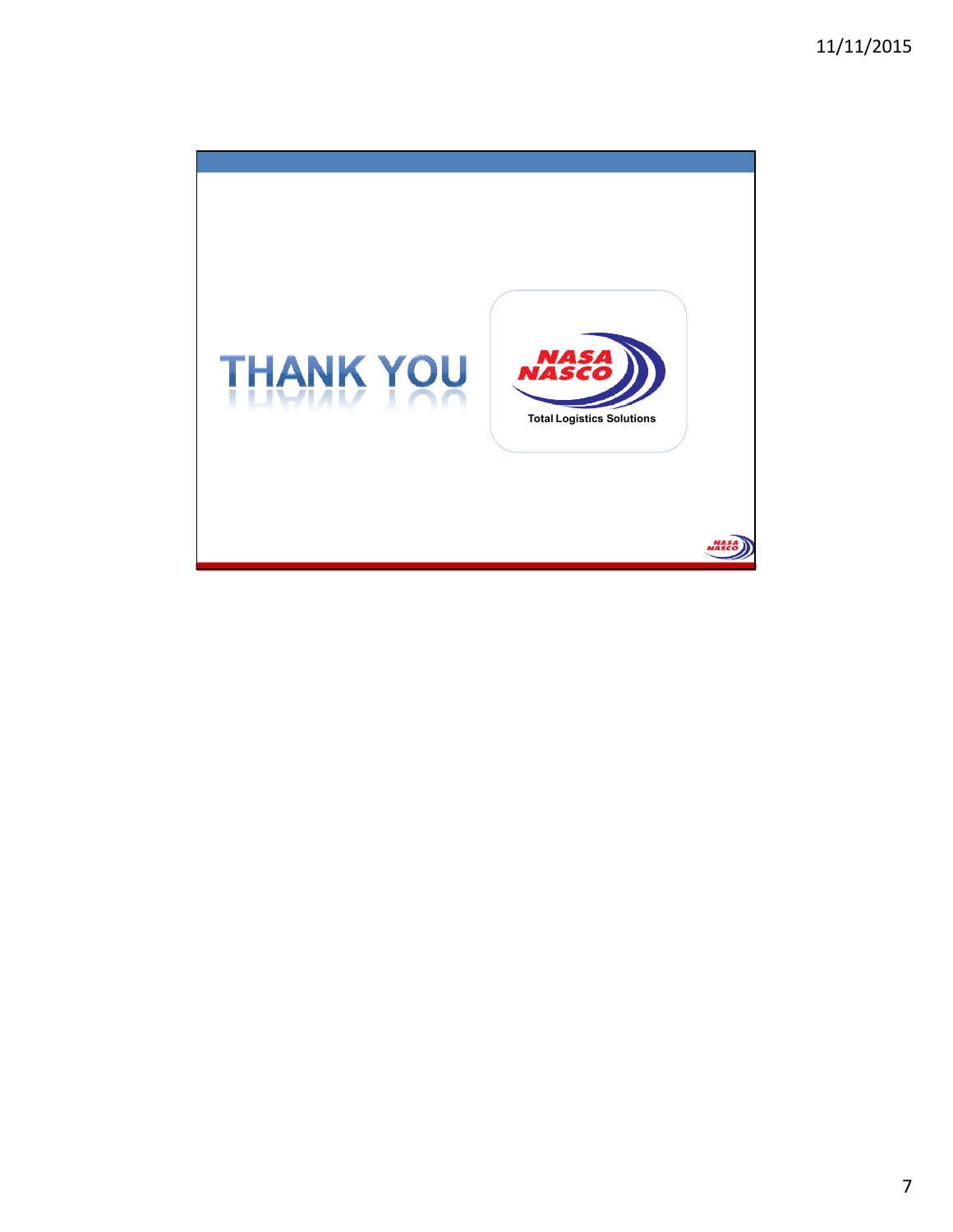THANK YOU

NASA NASCO

Total Logistics Solutions